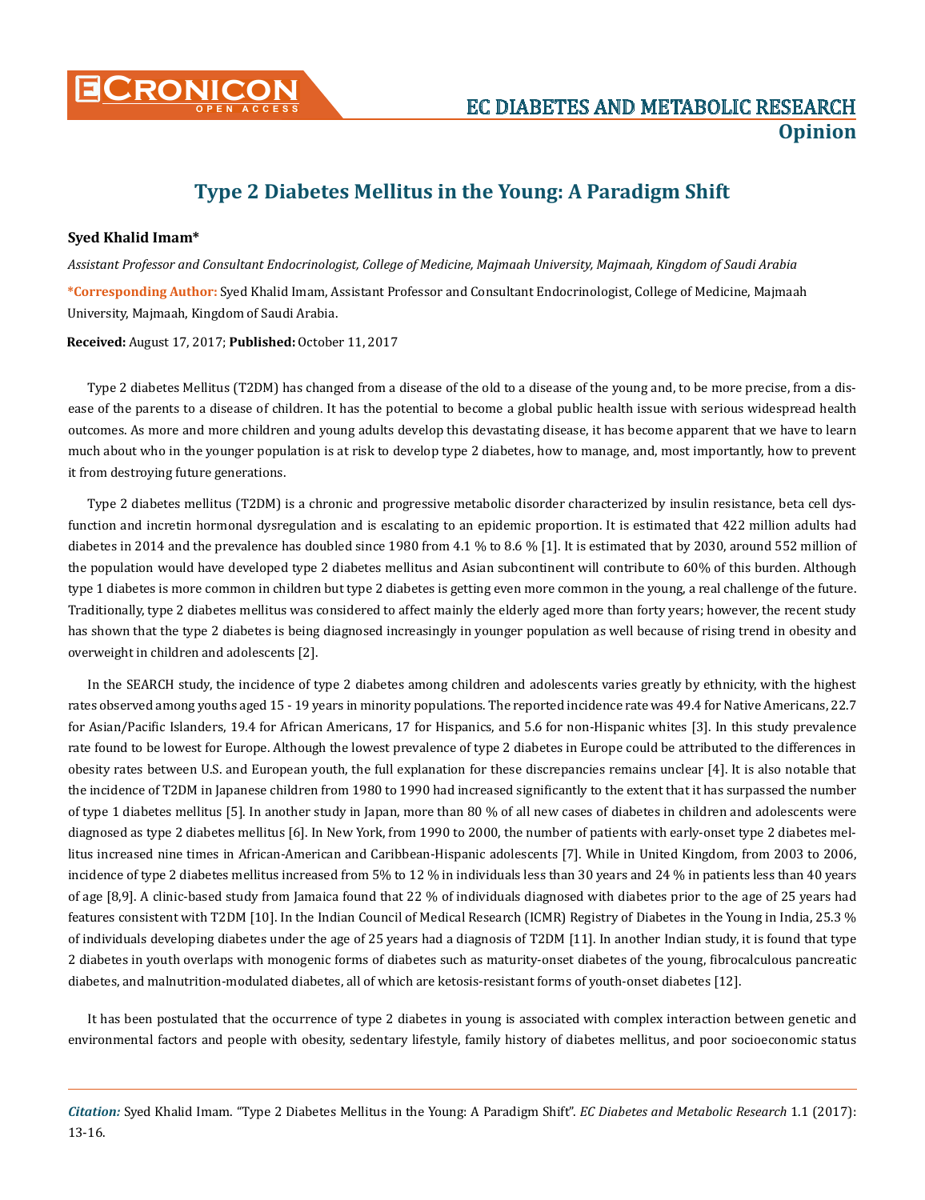# Type 2 Diabetes Mellitus in the Young: A Paradigm Shift

**Syed Khalid Imam***

*Assistant Professor and Consultant Endocrinologist, College of Medicine, Majmaah University, Majmaah, Kingdom of Saudi Arabia*

**\*Corresponding Author:** Syed Khalid Imam, Assistant Professor and Consultant Endocrinologist, College of Medicine, Majmaah University, Majmaah, Kingdom of Saudi Arabia.

**Received:** August 17, 2017; **Published:** October 11, 2017

Type 2 diabetes Mellitus (T2DM) has changed from a disease of the old to a disease of the young and, to be more precise, from a disease of the parents to a disease of children. It has the potential to become a global public health issue with serious widespread health outcomes. As more and more children and young adults develop this devastating disease, it has become apparent that we have to learn much about who in the younger population is at risk to develop type 2 diabetes, how to manage, and, most importantly, how to prevent it from destroying future generations.

Type 2 diabetes mellitus (T2DM) is a chronic and progressive metabolic disorder characterized by insulin resistance, beta cell dysfunction and incretin hormonal dysregulation and is escalating to an epidemic proportion. It is estimated that 422 million adults had diabetes in 2014 and the prevalence has doubled since 1980 from 4.1 % to 8.6 % [1]. It is estimated that by 2030, around 552 million of the population would have developed type 2 diabetes mellitus and Asian subcontinent will contribute to 60% of this burden. Although type 1 diabetes is more common in children but type 2 diabetes is getting even more common in the young, a real challenge of the future. Traditionally, type 2 diabetes mellitus was considered to affect mainly the elderly aged more than forty years; however, the recent study has shown that the type 2 diabetes is being diagnosed increasingly in younger population as well because of rising trend in obesity and overweight in children and adolescents [2].

In the SEARCH study, the incidence of type 2 diabetes among children and adolescents varies greatly by ethnicity, with the highest rates observed among youths aged 15 - 19 years in minority populations. The reported incidence rate was 49.4 for Native Americans, 22.7 for Asian/Pacific Islanders, 19.4 for African Americans, 17 for Hispanics, and 5.6 for non-Hispanic whites [3]. In this study prevalence rate found to be lowest for Europe. Although the lowest prevalence of type 2 diabetes in Europe could be attributed to the differences in obesity rates between U.S. and European youth, the full explanation for these discrepancies remains unclear [4]. It is also notable that the incidence of T2DM in Japanese children from 1980 to 1990 had increased significantly to the extent that it has surpassed the number of type 1 diabetes mellitus [5]. In another study in Japan, more than 80 % of all new cases of diabetes in children and adolescents were diagnosed as type 2 diabetes mellitus [6]. In New York, from 1990 to 2000, the number of patients with early-onset type 2 diabetes mellitus increased nine times in African-American and Caribbean-Hispanic adolescents [7]. While in United Kingdom, from 2003 to 2006, incidence of type 2 diabetes mellitus increased from 5% to 12 % in individuals less than 30 years and 24 % in patients less than 40 years of age [8,9]. A clinic-based study from Jamaica found that 22 % of individuals diagnosed with diabetes prior to the age of 25 years had features consistent with T2DM [10]. In the Indian Council of Medical Research (ICMR) Registry of Diabetes in the Young in India, 25.3 % of individuals developing diabetes under the age of 25 years had a diagnosis of T2DM [11]. In another Indian study, it is found that type 2 diabetes in youth overlaps with monogenic forms of diabetes such as maturity-onset diabetes of the young, fibrocalculous pancreatic diabetes, and malnutrition-modulated diabetes, all of which are ketosis-resistant forms of youth-onset diabetes [12].

It has been postulated that the occurrence of type 2 diabetes in young is associated with complex interaction between genetic and environmental factors and people with obesity, sedentary lifestyle, family history of diabetes mellitus, and poor socioeconomic status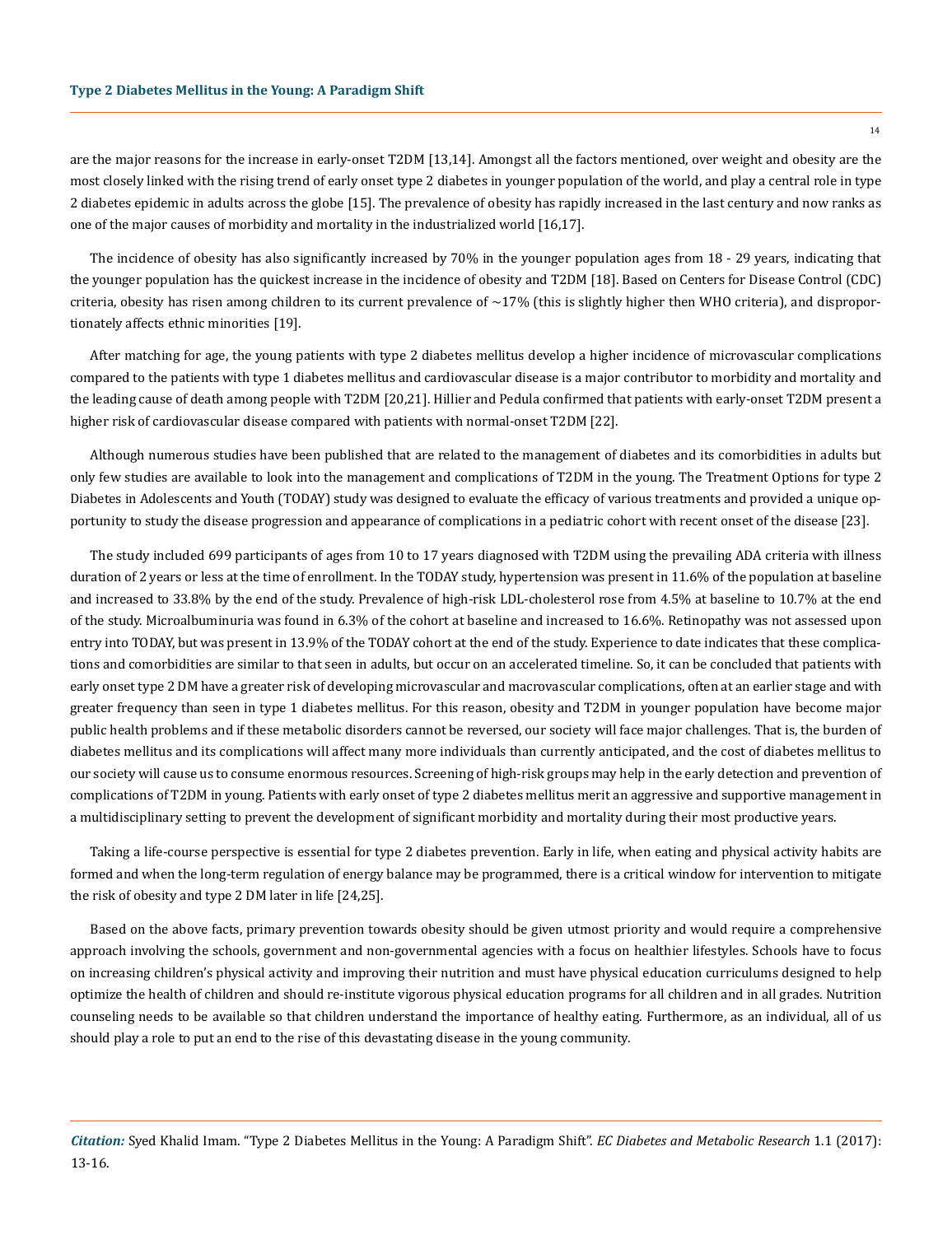are the major reasons for the increase in early-onset T2DM [13,14]. Amongst all the factors mentioned, over weight and obesity are the most closely linked with the rising trend of early onset type 2 diabetes in younger population of the world, and play a central role in type 2 diabetes epidemic in adults across the globe [15]. The prevalence of obesity has rapidly increased in the last century and now ranks as one of the major causes of morbidity and mortality in the industrialized world [16,17].

The incidence of obesity has also significantly increased by 70% in the younger population ages from 18 - 29 years, indicating that the younger population has the quickest increase in the incidence of obesity and T2DM [18]. Based on Centers for Disease Control (CDC) criteria, obesity has risen among children to its current prevalence of ~17% (this is slightly higher then WHO criteria), and disproportionately affects ethnic minorities [19].

After matching for age, the young patients with type 2 diabetes mellitus develop a higher incidence of microvascular complications compared to the patients with type 1 diabetes mellitus and cardiovascular disease is a major contributor to morbidity and mortality and the leading cause of death among people with T2DM [20,21]. Hillier and Pedula confirmed that patients with early-onset T2DM present a higher risk of cardiovascular disease compared with patients with normal-onset T2DM [22].

Although numerous studies have been published that are related to the management of diabetes and its comorbidities in adults but only few studies are available to look into the management and complications of T2DM in the young. The Treatment Options for type 2 Diabetes in Adolescents and Youth (TODAY) study was designed to evaluate the efficacy of various treatments and provided a unique opportunity to study the disease progression and appearance of complications in a pediatric cohort with recent onset of the disease [23].

The study included 699 participants of ages from 10 to 17 years diagnosed with T2DM using the prevailing ADA criteria with illness duration of 2 years or less at the time of enrollment. In the TODAY study, hypertension was present in 11.6% of the population at baseline and increased to 33.8% by the end of the study. Prevalence of high-risk LDL-cholesterol rose from 4.5% at baseline to 10.7% at the end of the study. Microalbuminuria was found in 6.3% of the cohort at baseline and increased to 16.6%. Retinopathy was not assessed upon entry into TODAY, but was present in 13.9% of the TODAY cohort at the end of the study. Experience to date indicates that these complications and comorbidities are similar to that seen in adults, but occur on an accelerated timeline. So, it can be concluded that patients with early onset type 2 DM have a greater risk of developing microvascular and macrovascular complications, often at an earlier stage and with greater frequency than seen in type 1 diabetes mellitus. For this reason, obesity and T2DM in younger population have become major public health problems and if these metabolic disorders cannot be reversed, our society will face major challenges. That is, the burden of diabetes mellitus and its complications will affect many more individuals than currently anticipated, and the cost of diabetes mellitus to our society will cause us to consume enormous resources. Screening of high-risk groups may help in the early detection and prevention of complications of T2DM in young. Patients with early onset of type 2 diabetes mellitus merit an aggressive and supportive management in a multidisciplinary setting to prevent the development of significant morbidity and mortality during their most productive years.

Taking a life-course perspective is essential for type 2 diabetes prevention. Early in life, when eating and physical activity habits are formed and when the long-term regulation of energy balance may be programmed, there is a critical window for intervention to mitigate the risk of obesity and type 2 DM later in life [24,25].

Based on the above facts, primary prevention towards obesity should be given utmost priority and would require a comprehensive approach involving the schools, government and non-governmental agencies with a focus on healthier lifestyles. Schools have to focus on increasing children's physical activity and improving their nutrition and must have physical education curriculums designed to help optimize the health of children and should re-institute vigorous physical education programs for all children and in all grades. Nutrition counseling needs to be available so that children understand the importance of healthy eating. Furthermore, as an individual, all of us should play a role to put an end to the rise of this devastating disease in the young community.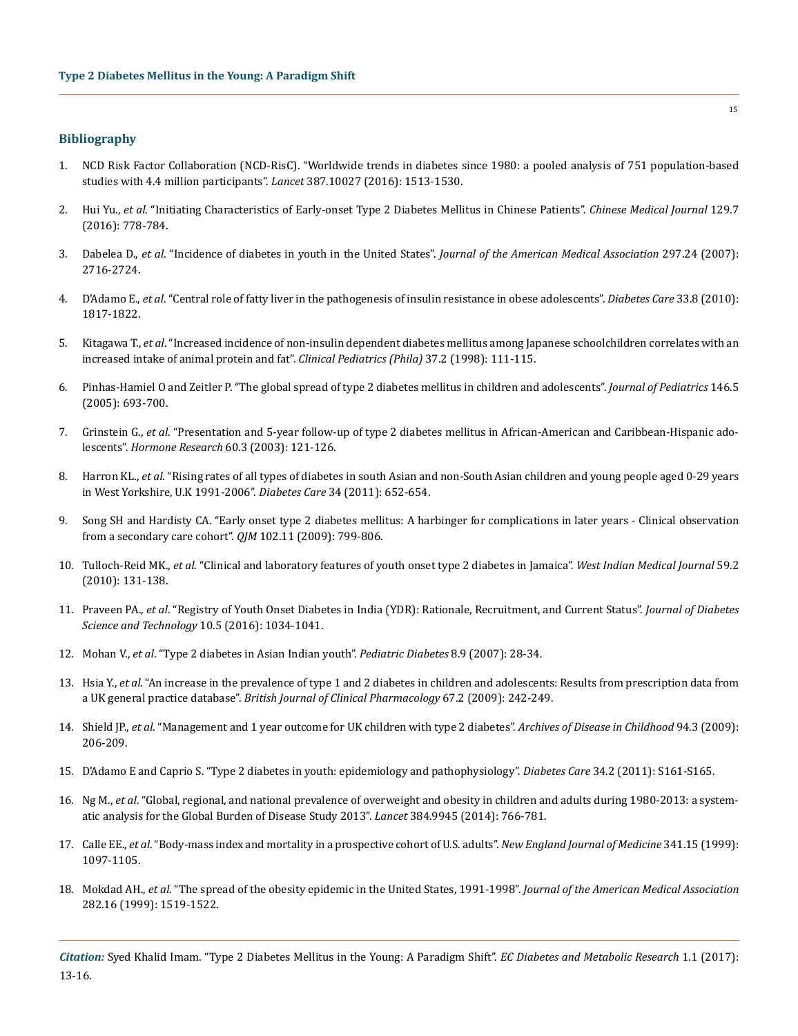## Bibliography

1. NCD Risk Factor Collaboration (NCD-RisC). "Worldwide trends in diabetes since 1980: a pooled analysis of 751 population-based studies with 4.4 million participants". *Lancet* 387.10027 (2016): 1513-1530.
2. Hui Yu., *et al*. "Initiating Characteristics of Early-onset Type 2 Diabetes Mellitus in Chinese Patients". *Chinese Medical Journal* 129.7 (2016): 778-784.
3. Dabelea D., *et al*. "Incidence of diabetes in youth in the United States". *Journal of the American Medical Association* 297.24 (2007): 2716-2724.
4. D'Adamo E., *et al*. "Central role of fatty liver in the pathogenesis of insulin resistance in obese adolescents". *Diabetes Care* 33.8 (2010): 1817-1822.
5. Kitagawa T., *et al*. "Increased incidence of non-insulin dependent diabetes mellitus among Japanese schoolchildren correlates with an increased intake of animal protein and fat". *Clinical Pediatrics (Phila)* 37.2 (1998): 111-115.
6. Pinhas-Hamiel O and Zeitler P. "The global spread of type 2 diabetes mellitus in children and adolescents". *Journal of Pediatrics* 146.5 (2005): 693-700.
7. Grinstein G., *et al*. "Presentation and 5-year follow-up of type 2 diabetes mellitus in African-American and Caribbean-Hispanic adolescents". *Hormone Research* 60.3 (2003): 121-126.
8. Harron KL., *et al*. "Rising rates of all types of diabetes in south Asian and non-South Asian children and young people aged 0-29 years in West Yorkshire, U.K 1991-2006". *Diabetes Care* 34 (2011): 652-654.
9. Song SH and Hardisty CA. "Early onset type 2 diabetes mellitus: A harbinger for complications in later years - Clinical observation from a secondary care cohort". *QJM* 102.11 (2009): 799-806.
10. Tulloch-Reid MK., *et al*. "Clinical and laboratory features of youth onset type 2 diabetes in Jamaica". *West Indian Medical Journal* 59.2 (2010): 131-138.
11. Praveen PA., *et al*. "Registry of Youth Onset Diabetes in India (YDR): Rationale, Recruitment, and Current Status". *Journal of Diabetes Science and Technology* 10.5 (2016): 1034-1041.
12. Mohan V., *et al*. "Type 2 diabetes in Asian Indian youth". *Pediatric Diabetes* 8.9 (2007): 28-34.
13. Hsia Y., *et al*. "An increase in the prevalence of type 1 and 2 diabetes in children and adolescents: Results from prescription data from a UK general practice database". *British Journal of Clinical Pharmacology* 67.2 (2009): 242-249.
14. Shield JP., *et al*. "Management and 1 year outcome for UK children with type 2 diabetes". *Archives of Disease in Childhood* 94.3 (2009): 206-209.
15. D'Adamo E and Caprio S. "Type 2 diabetes in youth: epidemiology and pathophysiology". *Diabetes Care* 34.2 (2011): S161-S165.
16. Ng M., *et al*. "Global, regional, and national prevalence of overweight and obesity in children and adults during 1980-2013: a systematic analysis for the Global Burden of Disease Study 2013". *Lancet* 384.9945 (2014): 766-781.
17. Calle EE., *et al*. "Body-mass index and mortality in a prospective cohort of U.S. adults". *New England Journal of Medicine* 341.15 (1999): 1097-1105.
18. Mokdad AH., *et al*. "The spread of the obesity epidemic in the United States, 1991-1998". *Journal of the American Medical Association* 282.16 (1999): 1519-1522.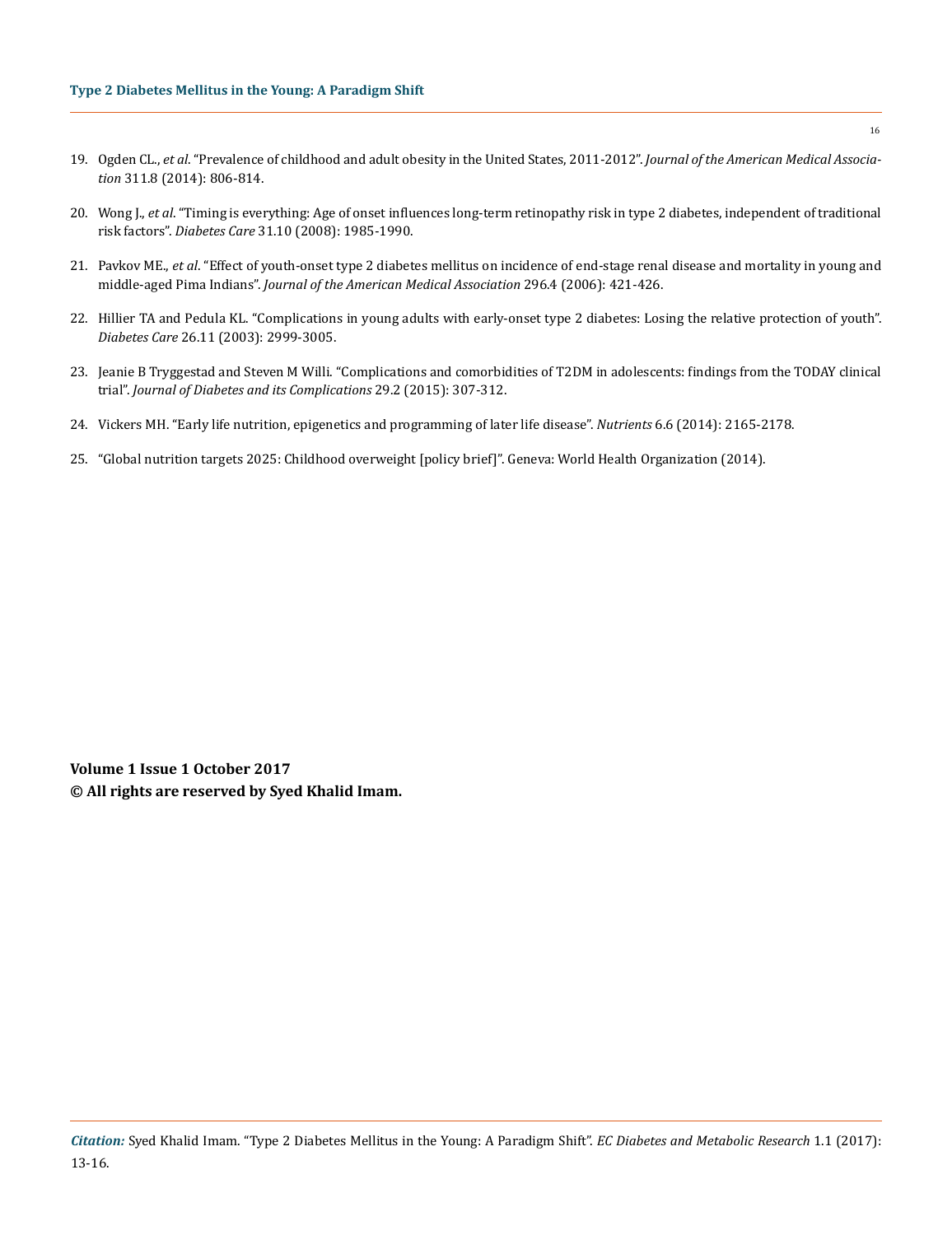19. Ogden CL., *et al*. "Prevalence of childhood and adult obesity in the United States, 2011-2012". *Journal of the American Medical Association* 311.8 (2014): 806-814.

20. Wong J., *et al*. "Timing is everything: Age of onset influences long-term retinopathy risk in type 2 diabetes, independent of traditional risk factors". *Diabetes Care* 31.10 (2008): 1985-1990.

21. Pavkov ME., *et al*. "Effect of youth-onset type 2 diabetes mellitus on incidence of end-stage renal disease and mortality in young and middle-aged Pima Indians". *Journal of the American Medical Association* 296.4 (2006): 421-426.

22. Hillier TA and Pedula KL. "Complications in young adults with early-onset type 2 diabetes: Losing the relative protection of youth". *Diabetes Care* 26.11 (2003): 2999-3005.

23. Jeanie B Tryggestad and Steven M Willi. "Complications and comorbidities of T2DM in adolescents: findings from the TODAY clinical trial". *Journal of Diabetes and its Complications* 29.2 (2015): 307-312.

24. Vickers MH. "Early life nutrition, epigenetics and programming of later life disease". *Nutrients* 6.6 (2014): 2165-2178.

25. "Global nutrition targets 2025: Childhood overweight [policy brief]". Geneva: World Health Organization (2014).

**Volume 1 Issue 1 October 2017**
**© All rights are reserved by Syed Khalid Imam.**